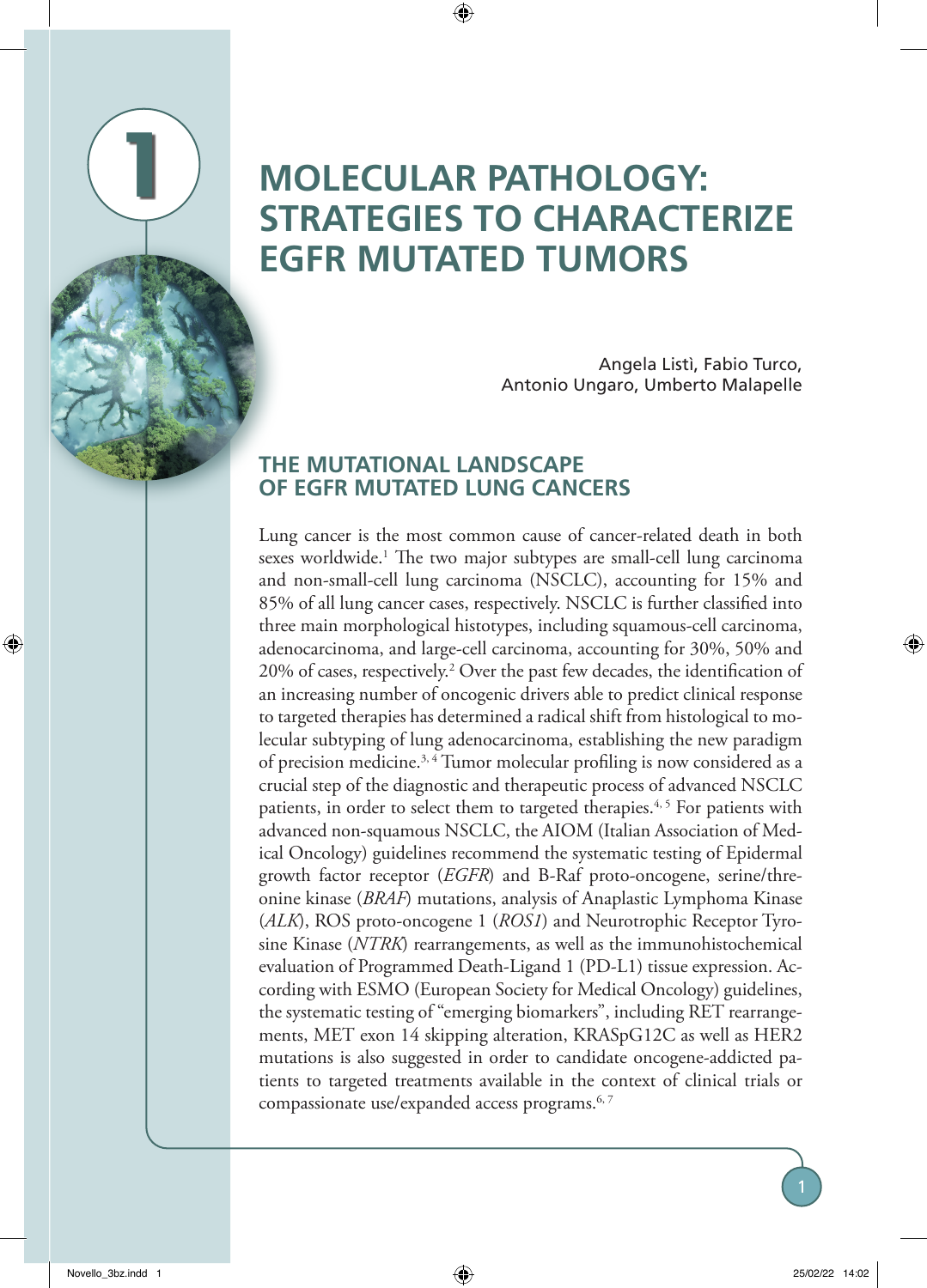# 1

# MOLECULAR PATHOLOGY: STRATEGIES TO CHARACTERIZE EGFR MUTATED TUMORS

Angela Listì, Fabio Turco, Antonio Ungaro, Umberto Malapelle

## THE MUTATIONAL LANDSCAPE OF EGFR MUTATED LUNG CANCERS

Lung cancer is the most common cause of cancer-related death in both sexes worldwide.[1] The two major subtypes are small-cell lung carcinoma and non-small-cell lung carcinoma (NSCLC), accounting for 15% and 85% of all lung cancer cases, respectively. NSCLC is further classified into three main morphological histotypes, including squamous-cell carcinoma, adenocarcinoma, and large-cell carcinoma, accounting for 30%, 50% and 20% of cases, respectively.[2] Over the past few decades, the identification of an increasing number of oncogenic drivers able to predict clinical response to targeted therapies has determined a radical shift from histological to molecular subtyping of lung adenocarcinoma, establishing the new paradigm of precision medicine.[3, 4] Tumor molecular profiling is now considered as a crucial step of the diagnostic and therapeutic process of advanced NSCLC patients, in order to select them to targeted therapies.[4, 5] For patients with advanced non-squamous NSCLC, the AIOM (Italian Association of Medical Oncology) guidelines recommend the systematic testing of Epidermal growth factor receptor (*EGFR*) and B-Raf proto-oncogene, serine/threonine kinase (*BRAF*) mutations, analysis of Anaplastic Lymphoma Kinase (*ALK*), ROS proto-oncogene 1 (*ROS1*) and Neurotrophic Receptor Tyrosine Kinase (*NTRK*) rearrangements, as well as the immunohistochemical evaluation of Programmed Death-Ligand 1 (PD-L1) tissue expression. According with ESMO (European Society for Medical Oncology) guidelines, the systematic testing of "emerging biomarkers", including RET rearrangements, MET exon 14 skipping alteration, KRASpG12C as well as HER2 mutations is also suggested in order to candidate oncogene-addicted patients to targeted treatments available in the context of clinical trials or compassionate use/expanded access programs.[6, 7]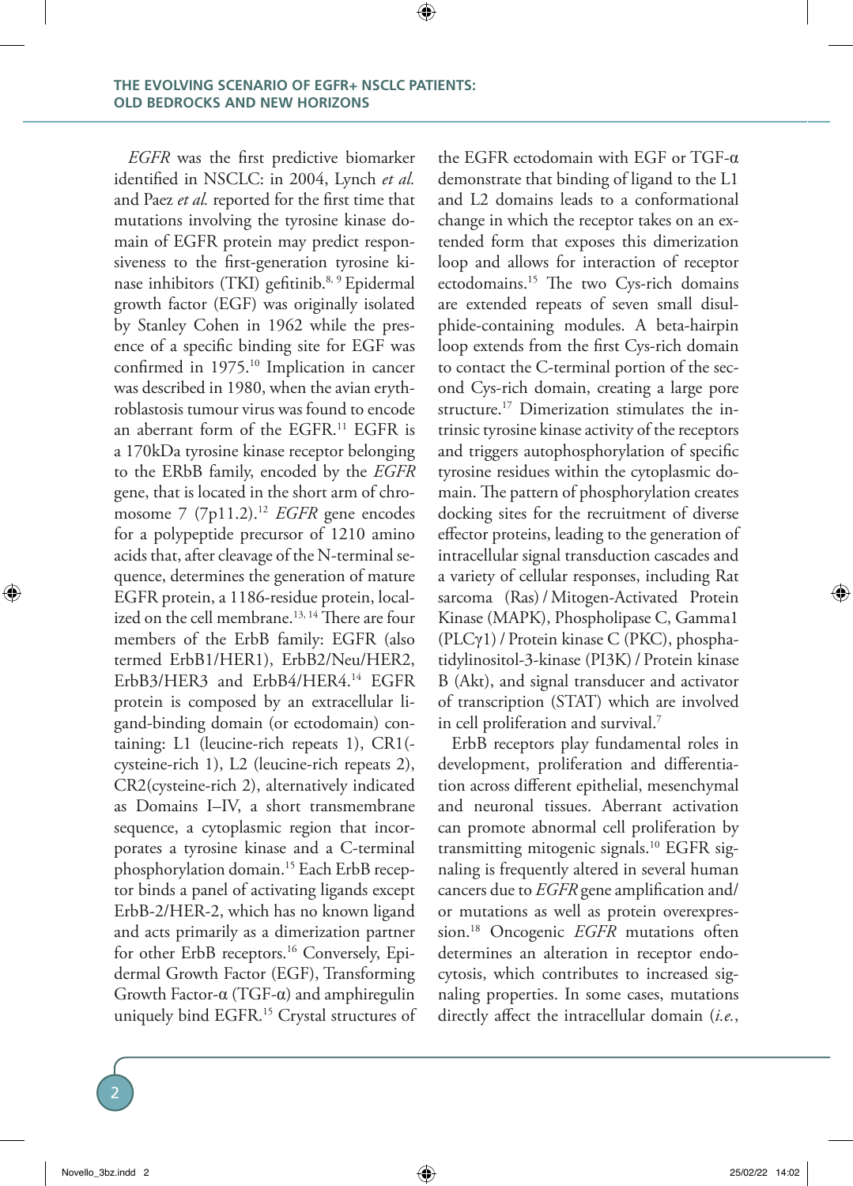*EGFR* was the first predictive biomarker identified in NSCLC: in 2004, Lynch *et al.* and Paez *et al.* reported for the first time that mutations involving the tyrosine kinase domain of EGFR protein may predict responsiveness to the first-generation tyrosine kinase inhibitors (TKI) gefitinib.[8, 9] Epidermal growth factor (EGF) was originally isolated by Stanley Cohen in 1962 while the presence of a specific binding site for EGF was confirmed in 1975.[10] Implication in cancer was described in 1980, when the avian erythroblastosis tumour virus was found to encode an aberrant form of the EGFR.[11] EGFR is a 170kDa tyrosine kinase receptor belonging to the ERbB family, encoded by the *EGFR* gene, that is located in the short arm of chromosome 7 (7p11.2).[12] *EGFR* gene encodes for a polypeptide precursor of 1210 amino acids that, after cleavage of the N-terminal sequence, determines the generation of mature EGFR protein, a 1186-residue protein, localized on the cell membrane.[13, 14] There are four members of the ErbB family: EGFR (also termed ErbB1/HER1), ErbB2/Neu/HER2, ErbB3/HER3 and ErbB4/HER4.[14] EGFR protein is composed by an extracellular ligand-binding domain (or ectodomain) containing: L1 (leucine-rich repeats 1), CR1(-cysteine-rich 1), L2 (leucine-rich repeats 2), CR2(cysteine-rich 2), alternatively indicated as Domains I–IV, a short transmembrane sequence, a cytoplasmic region that incorporates a tyrosine kinase and a C-terminal phosphorylation domain.[15] Each ErbB receptor binds a panel of activating ligands except ErbB-2/HER-2, which has no known ligand and acts primarily as a dimerization partner for other ErbB receptors.[16] Conversely, Epidermal Growth Factor (EGF), Transforming Growth Factor-α (TGF-α) and amphiregulin uniquely bind EGFR.[15] Crystal structures of the EGFR ectodomain with EGF or TGF-α demonstrate that binding of ligand to the L1 and L2 domains leads to a conformational change in which the receptor takes on an extended form that exposes this dimerization loop and allows for interaction of receptor ectodomains.[15] The two Cys-rich domains are extended repeats of seven small disulphide-containing modules. A beta-hairpin loop extends from the first Cys-rich domain to contact the C-terminal portion of the second Cys-rich domain, creating a large pore structure.[17] Dimerization stimulates the intrinsic tyrosine kinase activity of the receptors and triggers autophosphorylation of specific tyrosine residues within the cytoplasmic domain. The pattern of phosphorylation creates docking sites for the recruitment of diverse effector proteins, leading to the generation of intracellular signal transduction cascades and a variety of cellular responses, including Rat sarcoma (Ras) / Mitogen-Activated Protein Kinase (MAPK), Phospholipase C, Gamma1 (PLCγ1) / Protein kinase C (PKC), phosphatidylinositol-3-kinase (PI3K) / Protein kinase B (Akt), and signal transducer and activator of transcription (STAT) which are involved in cell proliferation and survival.[7]

ErbB receptors play fundamental roles in development, proliferation and differentiation across different epithelial, mesenchymal and neuronal tissues. Aberrant activation can promote abnormal cell proliferation by transmitting mitogenic signals.[10] EGFR signaling is frequently altered in several human cancers due to *EGFR* gene amplification and/or mutations as well as protein overexpression.[18] Oncogenic *EGFR* mutations often determines an alteration in receptor endocytosis, which contributes to increased signaling properties. In some cases, mutations directly affect the intracellular domain (*i.e.*,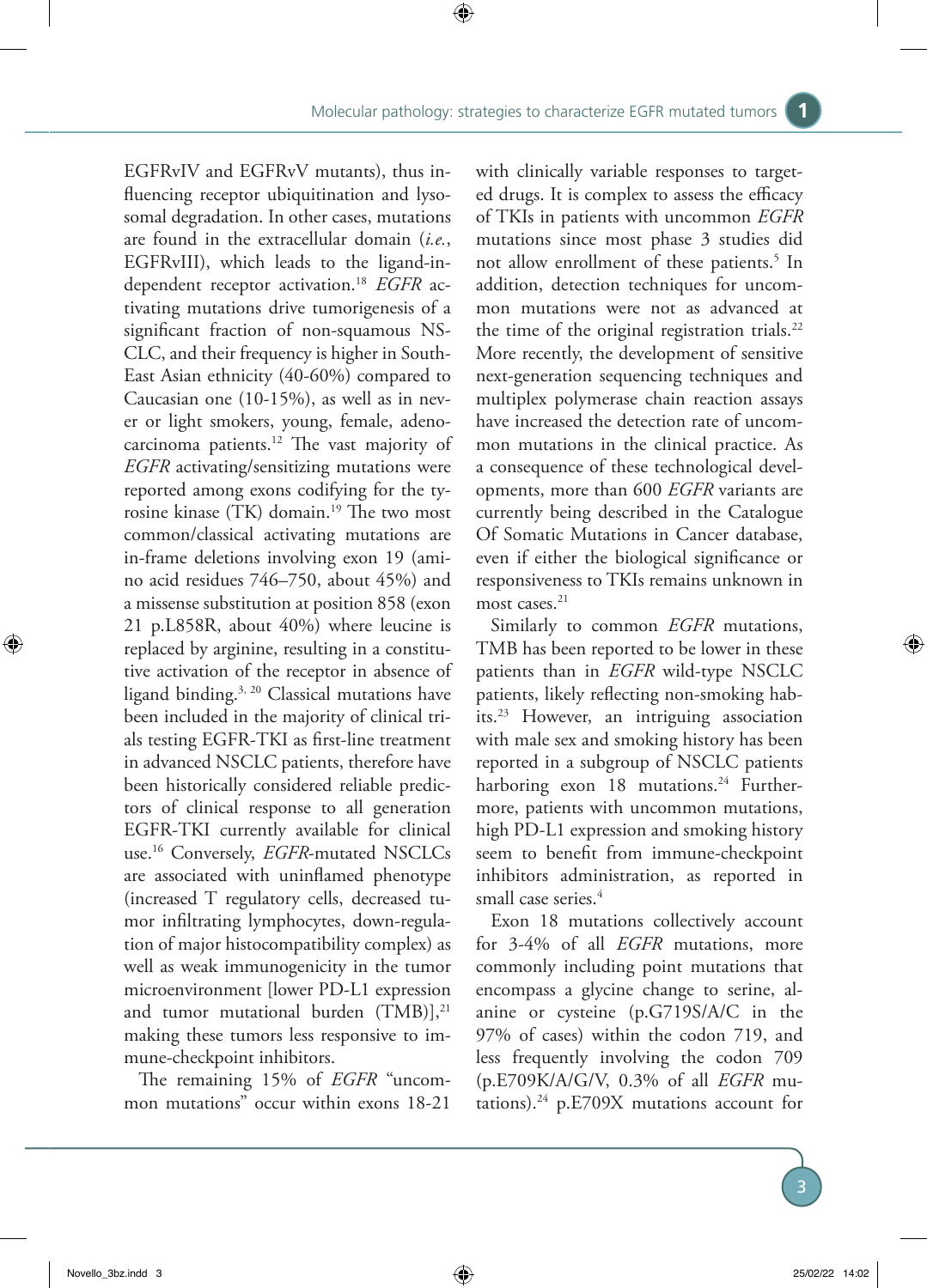EGFRvIV and EGFRvV mutants), thus influencing receptor ubiquitination and lysosomal degradation. In other cases, mutations are found in the extracellular domain (*i.e.*, EGFRvIII), which leads to the ligand-independent receptor activation.[18] *EGFR* activating mutations drive tumorigenesis of a significant fraction of non-squamous NSCLC, and their frequency is higher in South-East Asian ethnicity (40-60%) compared to Caucasian one (10-15%), as well as in never or light smokers, young, female, adenocarcinoma patients.[12] The vast majority of *EGFR* activating/sensitizing mutations were reported among exons codifying for the tyrosine kinase (TK) domain.[19] The two most common/classical activating mutations are in-frame deletions involving exon 19 (amino acid residues 746–750, about 45%) and a missense substitution at position 858 (exon 21 p.L858R, about 40%) where leucine is replaced by arginine, resulting in a constitutive activation of the receptor in absence of ligand binding.[3, 20] Classical mutations have been included in the majority of clinical trials testing EGFR-TKI as first-line treatment in advanced NSCLC patients, therefore have been historically considered reliable predictors of clinical response to all generation EGFR-TKI currently available for clinical use.[16] Conversely, *EGFR*-mutated NSCLCs are associated with uninflamed phenotype (increased T regulatory cells, decreased tumor infiltrating lymphocytes, down-regulation of major histocompatibility complex) as well as weak immunogenicity in the tumor microenvironment [lower PD-L1 expression and tumor mutational burden (TMB)],[21] making these tumors less responsive to immune-checkpoint inhibitors.

The remaining 15% of *EGFR* "uncommon mutations" occur within exons 18-21 with clinically variable responses to targeted drugs. It is complex to assess the efficacy of TKIs in patients with uncommon *EGFR* mutations since most phase 3 studies did not allow enrollment of these patients.[5] In addition, detection techniques for uncommon mutations were not as advanced at the time of the original registration trials.[22] More recently, the development of sensitive next-generation sequencing techniques and multiplex polymerase chain reaction assays have increased the detection rate of uncommon mutations in the clinical practice. As a consequence of these technological developments, more than 600 *EGFR* variants are currently being described in the Catalogue Of Somatic Mutations in Cancer database, even if either the biological significance or responsiveness to TKIs remains unknown in most cases.[21]

Similarly to common *EGFR* mutations, TMB has been reported to be lower in these patients than in *EGFR* wild-type NSCLC patients, likely reflecting non-smoking habits.[23] However, an intriguing association with male sex and smoking history has been reported in a subgroup of NSCLC patients harboring exon 18 mutations.[24] Furthermore, patients with uncommon mutations, high PD-L1 expression and smoking history seem to benefit from immune-checkpoint inhibitors administration, as reported in small case series.[4]

Exon 18 mutations collectively account for 3-4% of all *EGFR* mutations, more commonly including point mutations that encompass a glycine change to serine, alanine or cysteine (p.G719S/A/C in the 97% of cases) within the codon 719, and less frequently involving the codon 709 (p.E709K/A/G/V, 0.3% of all *EGFR* mutations).[24] p.E709X mutations account for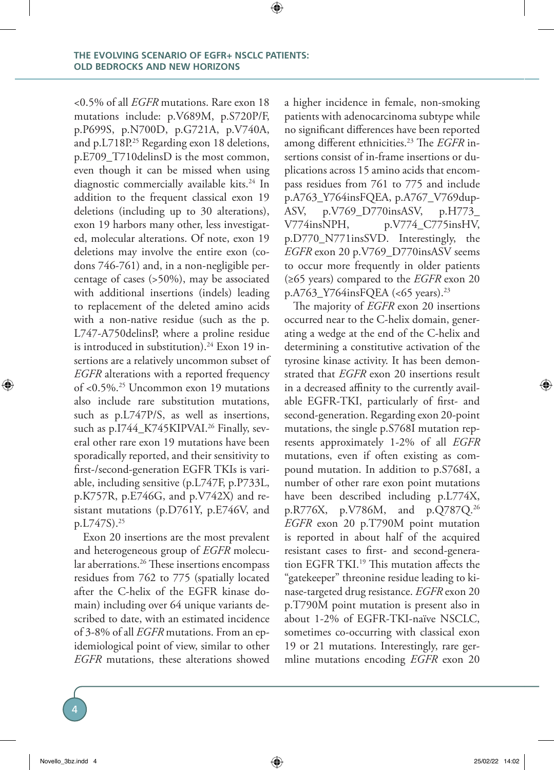<0.5% of all *EGFR* mutations. Rare exon 18 mutations include: p.V689M, p.S720P/F, p.P699S, p.N700D, p.G721A, p.V740A, and p.L718P.[25] Regarding exon 18 deletions, p.E709_T710delinsD is the most common, even though it can be missed when using diagnostic commercially available kits.[24] In addition to the frequent classical exon 19 deletions (including up to 30 alterations), exon 19 harbors many other, less investigated, molecular alterations. Of note, exon 19 deletions may involve the entire exon (codons 746-761) and, in a non-negligible percentage of cases (>50%), may be associated with additional insertions (indels) leading to replacement of the deleted amino acids with a non-native residue (such as the p. L747-A750delinsP, where a proline residue is introduced in substitution).[24] Exon 19 insertions are a relatively uncommon subset of *EGFR* alterations with a reported frequency of <0.5%.[25] Uncommon exon 19 mutations also include rare substitution mutations, such as p.L747P/S, as well as insertions, such as p.I744_K745KIPVAI.[26] Finally, several other rare exon 19 mutations have been sporadically reported, and their sensitivity to first-/second-generation EGFR TKIs is variable, including sensitive (p.L747F, p.P733L, p.K757R, p.E746G, and p.V742X) and resistant mutations (p.D761Y, p.E746V, and p.L747S).[25]

Exon 20 insertions are the most prevalent and heterogeneous group of *EGFR* molecular aberrations.[26] These insertions encompass residues from 762 to 775 (spatially located after the C-helix of the EGFR kinase domain) including over 64 unique variants described to date, with an estimated incidence of 3-8% of all *EGFR* mutations. From an epidemiological point of view, similar to other *EGFR* mutations, these alterations showed a higher incidence in female, non-smoking patients with adenocarcinoma subtype while no significant differences have been reported among different ethnicities.[23] The *EGFR* insertions consist of in-frame insertions or duplications across 15 amino acids that encompass residues from 761 to 775 and include p.A763_Y764insFQEA, p.A767_V769dup-ASV, p.V769_D770insASV, p.H773_V774insNPH, p.V774_C775insHV, p.D770_N771insSVD. Interestingly, the *EGFR* exon 20 p.V769_D770insASV seems to occur more frequently in older patients (≥65 years) compared to the *EGFR* exon 20 p.A763_Y764insFQEA (<65 years).[23]

The majority of *EGFR* exon 20 insertions occurred near to the C-helix domain, generating a wedge at the end of the C-helix and determining a constitutive activation of the tyrosine kinase activity. It has been demonstrated that *EGFR* exon 20 insertions result in a decreased affinity to the currently available EGFR-TKI, particularly of first- and second-generation. Regarding exon 20-point mutations, the single p.S768I mutation represents approximately 1-2% of all *EGFR* mutations, even if often existing as compound mutation. In addition to p.S768I, a number of other rare exon point mutations have been described including p.L774X, p.R776X, p.V786M, and p.Q787Q.[26] *EGFR* exon 20 p.T790M point mutation is reported in about half of the acquired resistant cases to first- and second-generation EGFR TKI.[19] This mutation affects the "gatekeeper" threonine residue leading to kinase-targeted drug resistance. *EGFR* exon 20 p.T790M point mutation is present also in about 1-2% of EGFR-TKI-naïve NSCLC, sometimes co-occurring with classical exon 19 or 21 mutations. Interestingly, rare germline mutations encoding *EGFR* exon 20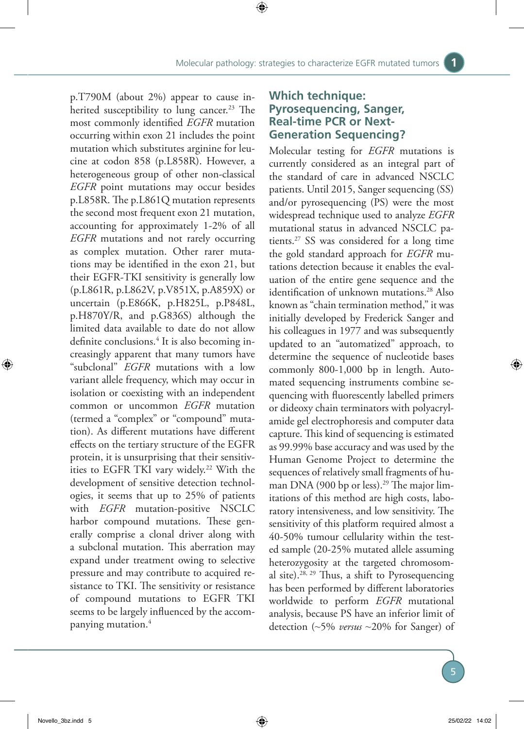p.T790M (about 2%) appear to cause inherited susceptibility to lung cancer.[23] The most commonly identified *EGFR* mutation occurring within exon 21 includes the point mutation which substitutes arginine for leucine at codon 858 (p.L858R). However, a heterogeneous group of other non-classical *EGFR* point mutations may occur besides p.L858R. The p.L861Q mutation represents the second most frequent exon 21 mutation, accounting for approximately 1-2% of all *EGFR* mutations and not rarely occurring as complex mutation. Other rarer mutations may be identified in the exon 21, but their EGFR-TKI sensitivity is generally low (p.L861R, p.L862V, p.V851X, p.A859X) or uncertain (p.E866K, p.H825L, p.P848L, p.H870Y/R, and p.G836S) although the limited data available to date do not allow definite conclusions.[4] It is also becoming increasingly apparent that many tumors have "subclonal" *EGFR* mutations with a low variant allele frequency, which may occur in isolation or coexisting with an independent common or uncommon *EGFR* mutation (termed a "complex" or "compound" mutation). As different mutations have different effects on the tertiary structure of the EGFR protein, it is unsurprising that their sensitivities to EGFR TKI vary widely.[22] With the development of sensitive detection technologies, it seems that up to 25% of patients with *EGFR* mutation-positive NSCLC harbor compound mutations. These generally comprise a clonal driver along with a subclonal mutation. This aberration may expand under treatment owing to selective pressure and may contribute to acquired resistance to TKI. The sensitivity or resistance of compound mutations to EGFR TKI seems to be largely influenced by the accompanying mutation.[4]

## Which technique: Pyrosequencing, Sanger, Real-time PCR or Next-Generation Sequencing?

Molecular testing for *EGFR* mutations is currently considered as an integral part of the standard of care in advanced NSCLC patients. Until 2015, Sanger sequencing (SS) and/or pyrosequencing (PS) were the most widespread technique used to analyze *EGFR* mutational status in advanced NSCLC patients.[27] SS was considered for a long time the gold standard approach for *EGFR* mutations detection because it enables the evaluation of the entire gene sequence and the identification of unknown mutations.[28] Also known as "chain termination method," it was initially developed by Frederick Sanger and his colleagues in 1977 and was subsequently updated to an "automatized" approach, to determine the sequence of nucleotide bases commonly 800-1,000 bp in length. Automated sequencing instruments combine sequencing with fluorescently labelled primers or dideoxy chain terminators with polyacrylamide gel electrophoresis and computer data capture. This kind of sequencing is estimated as 99.99% base accuracy and was used by the Human Genome Project to determine the sequences of relatively small fragments of human DNA (900 bp or less).[29] The major limitations of this method are high costs, laboratory intensiveness, and low sensitivity. The sensitivity of this platform required almost a 40-50% tumour cellularity within the tested sample (20-25% mutated allele assuming heterozygosity at the targeted chromosomal site).[28, 29] Thus, a shift to Pyrosequencing has been performed by different laboratories worldwide to perform *EGFR* mutational analysis, because PS have an inferior limit of detection (~5% *versus* ~20% for Sanger) of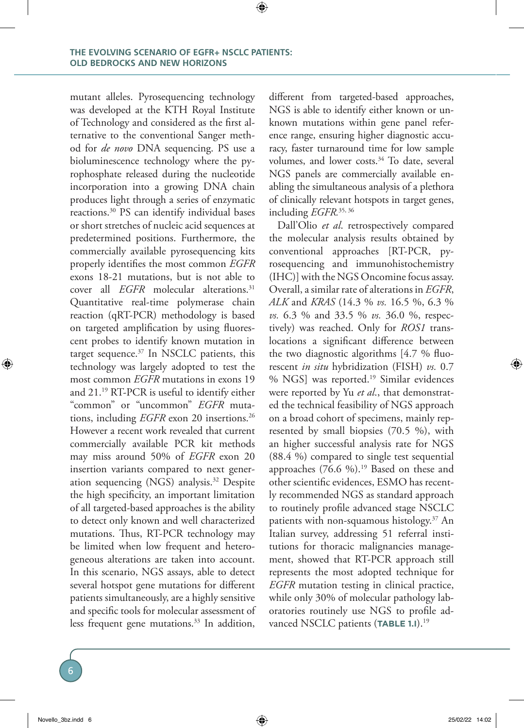mutant alleles. Pyrosequencing technology was developed at the KTH Royal Institute of Technology and considered as the first alternative to the conventional Sanger method for *de novo* DNA sequencing. PS use a bioluminescence technology where the pyrophosphate released during the nucleotide incorporation into a growing DNA chain produces light through a series of enzymatic reactions.[30] PS can identify individual bases or short stretches of nucleic acid sequences at predetermined positions. Furthermore, the commercially available pyrosequencing kits properly identifies the most common *EGFR* exons 18-21 mutations, but is not able to cover all *EGFR* molecular alterations.[31] Quantitative real-time polymerase chain reaction (qRT-PCR) methodology is based on targeted amplification by using fluorescent probes to identify known mutation in target sequence.[37] In NSCLC patients, this technology was largely adopted to test the most common *EGFR* mutations in exons 19 and 21.[19] RT-PCR is useful to identify either "common" or "uncommon" *EGFR* mutations, including *EGFR* exon 20 insertions.[26] However a recent work revealed that current commercially available PCR kit methods may miss around 50% of *EGFR* exon 20 insertion variants compared to next generation sequencing (NGS) analysis.[32] Despite the high specificity, an important limitation of all targeted-based approaches is the ability to detect only known and well characterized mutations. Thus, RT-PCR technology may be limited when low frequent and heterogeneous alterations are taken into account. In this scenario, NGS assays, able to detect several hotspot gene mutations for different patients simultaneously, are a highly sensitive and specific tools for molecular assessment of less frequent gene mutations.[33] In addition, different from targeted-based approaches, NGS is able to identify either known or unknown mutations within gene panel reference range, ensuring higher diagnostic accuracy, faster turnaround time for low sample volumes, and lower costs.[34] To date, several NGS panels are commercially available enabling the simultaneous analysis of a plethora of clinically relevant hotspots in target genes, including *EGFR*.[35, 36]

Dall'Olio *et al.* retrospectively compared the molecular analysis results obtained by conventional approaches [RT-PCR, pyrosequencing and immunohistochemistry (IHC)] with the NGS Oncomine focus assay. Overall, a similar rate of alterations in *EGFR*, *ALK* and *KRAS* (14.3 % *vs.* 16.5 %, 6.3 % *vs.* 6.3 % and 33.5 % *vs.* 36.0 %, respectively) was reached. Only for *ROS1* translocations a significant difference between the two diagnostic algorithms [4.7 % fluorescent *in situ* hybridization (FISH) *vs.* 0.7 % NGS] was reported.[19] Similar evidences were reported by Yu *et al.*, that demonstrated the technical feasibility of NGS approach on a broad cohort of specimens, mainly represented by small biopsies (70.5 %), with an higher successful analysis rate for NGS (88.4 %) compared to single test sequential approaches (76.6 %).[19] Based on these and other scientific evidences, ESMO has recently recommended NGS as standard approach to routinely profile advanced stage NSCLC patients with non-squamous histology.[37] An Italian survey, addressing 51 referral institutions for thoracic malignancies management, showed that RT-PCR approach still represents the most adopted technique for *EGFR* mutation testing in clinical practice, while only 30% of molecular pathology laboratories routinely use NGS to profile advanced NSCLC patients (**TABLE 1.I**).[19]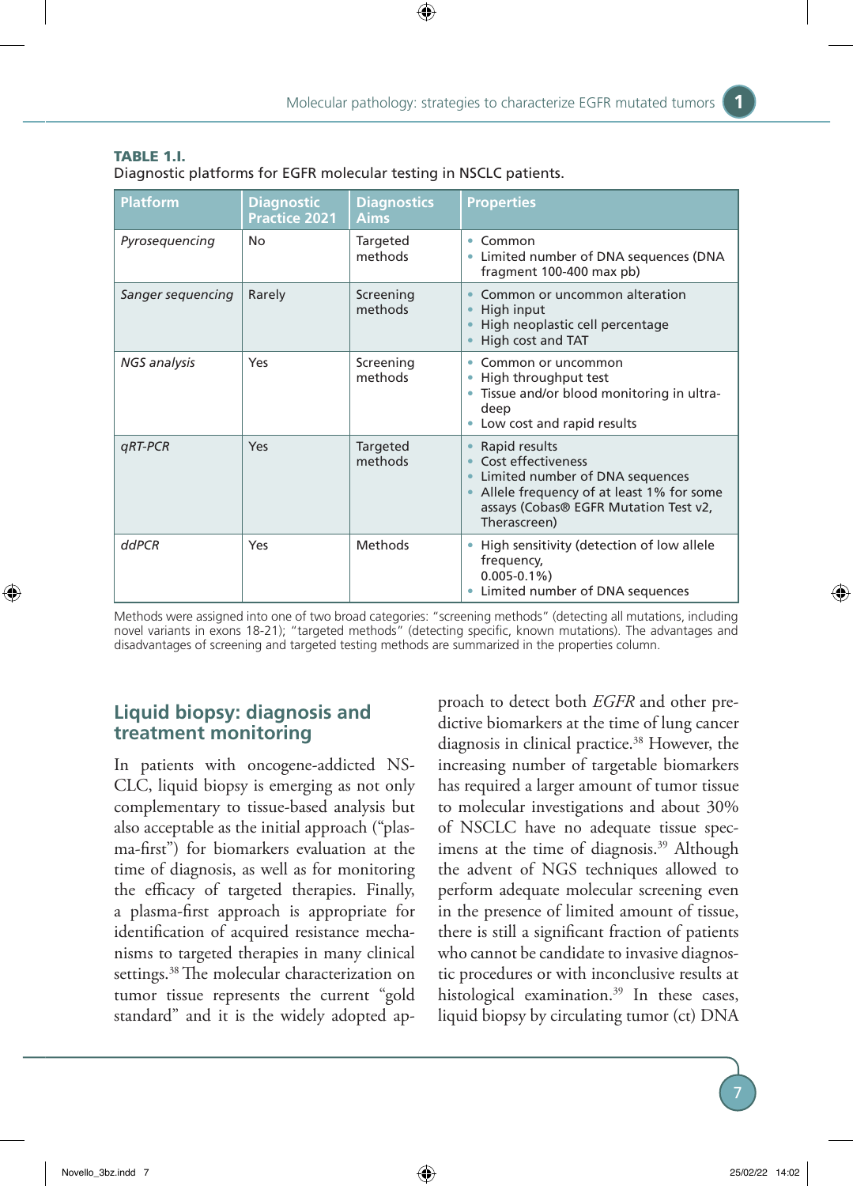**TABLE 1.I.**
Diagnostic platforms for EGFR molecular testing in NSCLC patients.

| Platform | Diagnostic Practice 2021 | Diagnostics Aims | Properties |
|---|---|---|---|
| *Pyrosequencing* | No | Targeted methods | • Common<br>• Limited number of DNA sequences (DNA fragment 100-400 max pb) |
| *Sanger sequencing* | Rarely | Screening methods | • Common or uncommon alteration<br>• High input<br>• High neoplastic cell percentage<br>• High cost and TAT |
| *NGS analysis* | Yes | Screening methods | • Common or uncommon<br>• High throughput test<br>• Tissue and/or blood monitoring in ultra-deep<br>• Low cost and rapid results |
| *qRT-PCR* | Yes | Targeted methods | • Rapid results<br>• Cost effectiveness<br>• Limited number of DNA sequences<br>• Allele frequency of at least 1% for some assays (Cobas® EGFR Mutation Test v2, Therascreen) |
| *ddPCR* | Yes | Methods | • High sensitivity (detection of low allele frequency, 0.005-0.1%)<br>• Limited number of DNA sequences |

Methods were assigned into one of two broad categories: "screening methods" (detecting all mutations, including novel variants in exons 18-21); "targeted methods" (detecting specific, known mutations). The advantages and disadvantages of screening and targeted testing methods are summarized in the properties column.

## Liquid biopsy: diagnosis and treatment monitoring

In patients with oncogene-addicted NSCLC, liquid biopsy is emerging as not only complementary to tissue-based analysis but also acceptable as the initial approach ("plasma-first") for biomarkers evaluation at the time of diagnosis, as well as for monitoring the efficacy of targeted therapies. Finally, a plasma-first approach is appropriate for identification of acquired resistance mechanisms to targeted therapies in many clinical settings.[38] The molecular characterization on tumor tissue represents the current "gold standard" and it is the widely adopted approach to detect both *EGFR* and other predictive biomarkers at the time of lung cancer diagnosis in clinical practice.[38] However, the increasing number of targetable biomarkers has required a larger amount of tumor tissue to molecular investigations and about 30% of NSCLC have no adequate tissue specimens at the time of diagnosis.[39] Although the advent of NGS techniques allowed to perform adequate molecular screening even in the presence of limited amount of tissue, there is still a significant fraction of patients who cannot be candidate to invasive diagnostic procedures or with inconclusive results at histological examination.[39] In these cases, liquid biopsy by circulating tumor (ct) DNA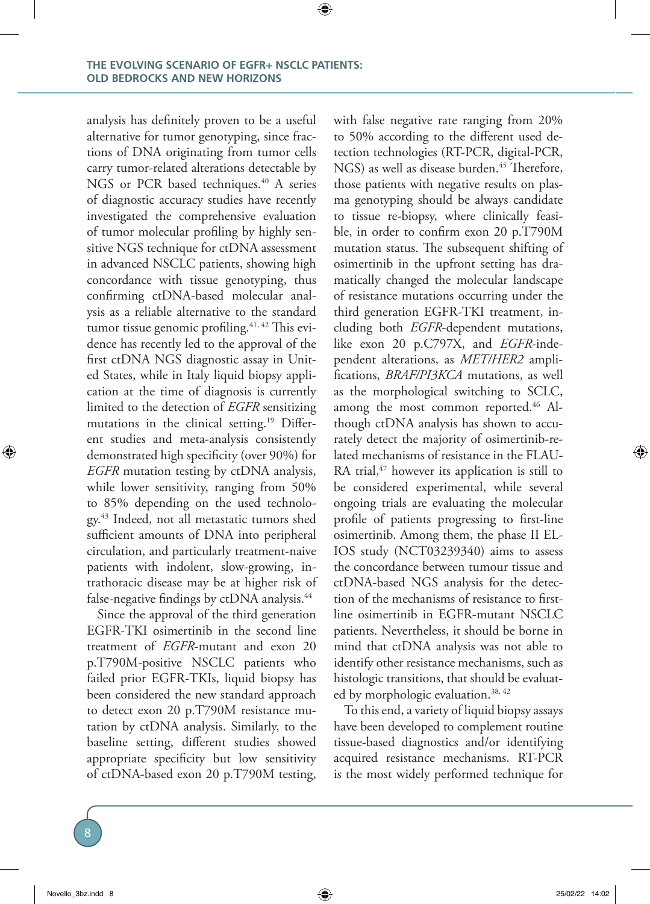analysis has definitely proven to be a useful alternative for tumor genotyping, since fractions of DNA originating from tumor cells carry tumor-related alterations detectable by NGS or PCR based techniques.[40] A series of diagnostic accuracy studies have recently investigated the comprehensive evaluation of tumor molecular profiling by highly sensitive NGS technique for ctDNA assessment in advanced NSCLC patients, showing high concordance with tissue genotyping, thus confirming ctDNA-based molecular analysis as a reliable alternative to the standard tumor tissue genomic profiling.[41, 42] This evidence has recently led to the approval of the first ctDNA NGS diagnostic assay in United States, while in Italy liquid biopsy application at the time of diagnosis is currently limited to the detection of *EGFR* sensitizing mutations in the clinical setting.[19] Different studies and meta-analysis consistently demonstrated high specificity (over 90%) for *EGFR* mutation testing by ctDNA analysis, while lower sensitivity, ranging from 50% to 85% depending on the used technology.[43] Indeed, not all metastatic tumors shed sufficient amounts of DNA into peripheral circulation, and particularly treatment-naive patients with indolent, slow-growing, intrathoracic disease may be at higher risk of false-negative findings by ctDNA analysis.[44]

Since the approval of the third generation EGFR-TKI osimertinib in the second line treatment of *EGFR*-mutant and exon 20 p.T790M-positive NSCLC patients who failed prior EGFR-TKIs, liquid biopsy has been considered the new standard approach to detect exon 20 p.T790M resistance mutation by ctDNA analysis. Similarly, to the baseline setting, different studies showed appropriate specificity but low sensitivity of ctDNA-based exon 20 p.T790M testing, with false negative rate ranging from 20% to 50% according to the different used detection technologies (RT-PCR, digital-PCR, NGS) as well as disease burden.[45] Therefore, those patients with negative results on plasma genotyping should be always candidate to tissue re-biopsy, where clinically feasible, in order to confirm exon 20 p.T790M mutation status. The subsequent shifting of osimertinib in the upfront setting has dramatically changed the molecular landscape of resistance mutations occurring under the third generation EGFR-TKI treatment, including both *EGFR*-dependent mutations, like exon 20 p.C797X, and *EGFR*-independent alterations, as *MET/HER2* amplifications, *BRAF/PI3KCA* mutations, as well as the morphological switching to SCLC, among the most common reported.[46] Although ctDNA analysis has shown to accurately detect the majority of osimertinib-related mechanisms of resistance in the FLAURA trial,[47] however its application is still to be considered experimental, while several ongoing trials are evaluating the molecular profile of patients progressing to first-line osimertinib. Among them, the phase II ELIOS study (NCT03239340) aims to assess the concordance between tumour tissue and ctDNA-based NGS analysis for the detection of the mechanisms of resistance to first-line osimertinib in EGFR-mutant NSCLC patients. Nevertheless, it should be borne in mind that ctDNA analysis was not able to identify other resistance mechanisms, such as histologic transitions, that should be evaluated by morphologic evaluation.[38, 42]

To this end, a variety of liquid biopsy assays have been developed to complement routine tissue-based diagnostics and/or identifying acquired resistance mechanisms. RT-PCR is the most widely performed technique for